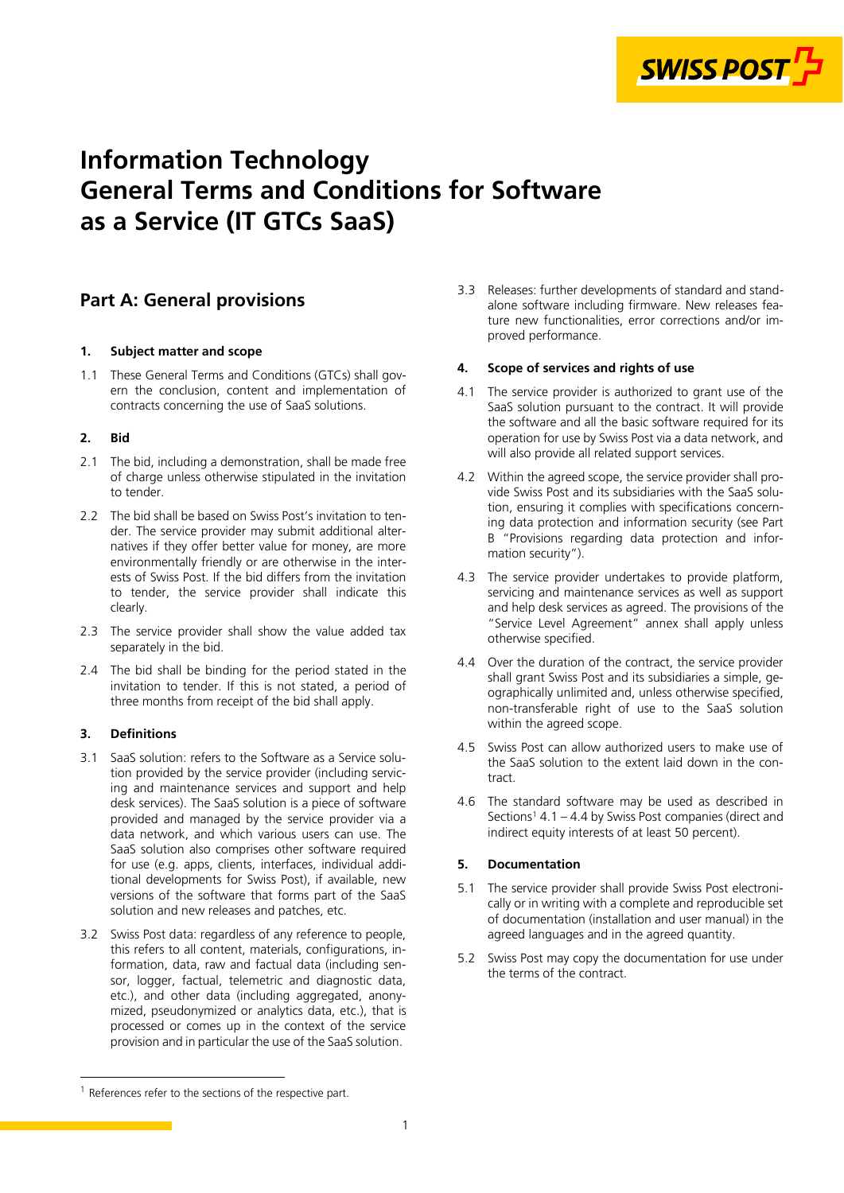# Information Technology General Terms and Conditions for Software as a Service (IT GTCs SaaS)

## Part A: General provisions

### 1. Subject matter and scope

1.1 These General Terms and Conditions (GTCs) shall govern the conclusion, content and implementation of contracts concerning the use of SaaS solutions.

### 2. Bid

2.1 The bid, including a demonstration, shall be made free of charge unless otherwise stipulated in the invitation to tender.

2.2 The bid shall be based on Swiss Post's invitation to tender. The service provider may submit additional alternatives if they offer better value for money, are more environmentally friendly or are otherwise in the interests of Swiss Post. If the bid differs from the invitation to tender, the service provider shall indicate this clearly.

2.3 The service provider shall show the value added tax separately in the bid.

2.4 The bid shall be binding for the period stated in the invitation to tender. If this is not stated, a period of three months from receipt of the bid shall apply.

### 3. Definitions

3.1 SaaS solution: refers to the Software as a Service solution provided by the service provider (including servicing and maintenance services and support and help desk services). The SaaS solution is a piece of software provided and managed by the service provider via a data network, and which various users can use. The SaaS solution also comprises other software required for use (e.g. apps, clients, interfaces, individual additional developments for Swiss Post), if available, new versions of the software that forms part of the SaaS solution and new releases and patches, etc.

3.2 Swiss Post data: regardless of any reference to people, this refers to all content, materials, configurations, information, data, raw and factual data (including sensor, logger, factual, telemetric and diagnostic data, etc.), and other data (including aggregated, anonymized, pseudonymized or analytics data, etc.), that is processed or comes up in the context of the service provision and in particular the use of the SaaS solution.

3.3 Releases: further developments of standard and standalone software including firmware. New releases feature new functionalities, error corrections and/or improved performance.

### 4. Scope of services and rights of use

4.1 The service provider is authorized to grant use of the SaaS solution pursuant to the contract. It will provide the software and all the basic software required for its operation for use by Swiss Post via a data network, and will also provide all related support services.

4.2 Within the agreed scope, the service provider shall provide Swiss Post and its subsidiaries with the SaaS solution, ensuring it complies with specifications concerning data protection and information security (see Part B "Provisions regarding data protection and information security").

4.3 The service provider undertakes to provide platform, servicing and maintenance services as well as support and help desk services as agreed. The provisions of the "Service Level Agreement" annex shall apply unless otherwise specified.

4.4 Over the duration of the contract, the service provider shall grant Swiss Post and its subsidiaries a simple, geographically unlimited and, unless otherwise specified, non-transferable right of use to the SaaS solution within the agreed scope.

4.5 Swiss Post can allow authorized users to make use of the SaaS solution to the extent laid down in the contract.

4.6 The standard software may be used as described in Sections[1] 4.1 – 4.4 by Swiss Post companies (direct and indirect equity interests of at least 50 percent).

### 5. Documentation

5.1 The service provider shall provide Swiss Post electronically or in writing with a complete and reproducible set of documentation (installation and user manual) in the agreed languages and in the agreed quantity.

5.2 Swiss Post may copy the documentation for use under the terms of the contract.

---

[1] References refer to the sections of the respective part.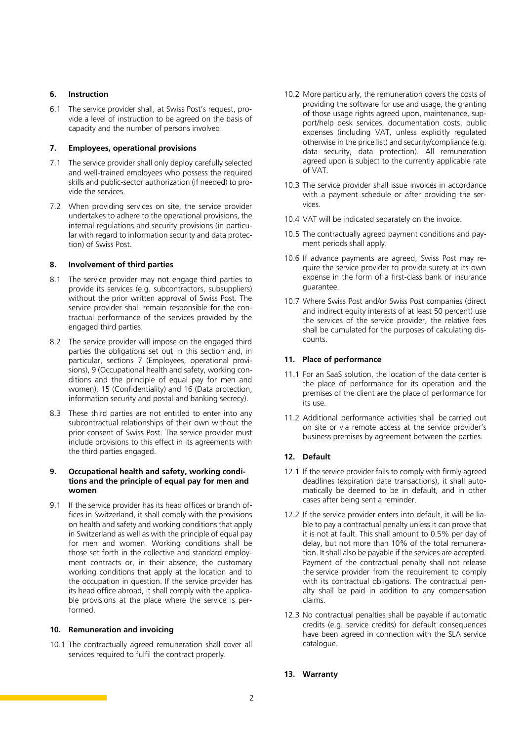## 6. Instruction

6.1 The service provider shall, at Swiss Post's request, provide a level of instruction to be agreed on the basis of capacity and the number of persons involved.

## 7. Employees, operational provisions

7.1 The service provider shall only deploy carefully selected and well-trained employees who possess the required skills and public-sector authorization (if needed) to provide the services.

7.2 When providing services on site, the service provider undertakes to adhere to the operational provisions, the internal regulations and security provisions (in particular with regard to information security and data protection) of Swiss Post.

## 8. Involvement of third parties

8.1 The service provider may not engage third parties to provide its services (e.g. subcontractors, subsuppliers) without the prior written approval of Swiss Post. The service provider shall remain responsible for the contractual performance of the services provided by the engaged third parties.

8.2 The service provider will impose on the engaged third parties the obligations set out in this section and, in particular, sections 7 (Employees, operational provisions), 9 (Occupational health and safety, working conditions and the principle of equal pay for men and women), 15 (Confidentiality) and 16 (Data protection, information security and postal and banking secrecy).

8.3 These third parties are not entitled to enter into any subcontractual relationships of their own without the prior consent of Swiss Post. The service provider must include provisions to this effect in its agreements with the third parties engaged.

## 9. Occupational health and safety, working conditions and the principle of equal pay for men and women

9.1 If the service provider has its head offices or branch offices in Switzerland, it shall comply with the provisions on health and safety and working conditions that apply in Switzerland as well as with the principle of equal pay for men and women. Working conditions shall be those set forth in the collective and standard employment contracts or, in their absence, the customary working conditions that apply at the location and to the occupation in question. If the service provider has its head office abroad, it shall comply with the applicable provisions at the place where the service is performed.

## 10. Remuneration and invoicing

10.1 The contractually agreed remuneration shall cover all services required to fulfil the contract properly.

10.2 More particularly, the remuneration covers the costs of providing the software for use and usage, the granting of those usage rights agreed upon, maintenance, support/help desk services, documentation costs, public expenses (including VAT, unless explicitly regulated otherwise in the price list) and security/compliance (e.g. data security, data protection). All remuneration agreed upon is subject to the currently applicable rate of VAT.

10.3 The service provider shall issue invoices in accordance with a payment schedule or after providing the services.

10.4 VAT will be indicated separately on the invoice.

10.5 The contractually agreed payment conditions and payment periods shall apply.

10.6 If advance payments are agreed, Swiss Post may require the service provider to provide surety at its own expense in the form of a first-class bank or insurance guarantee.

10.7 Where Swiss Post and/or Swiss Post companies (direct and indirect equity interests of at least 50 percent) use the services of the service provider, the relative fees shall be cumulated for the purposes of calculating discounts.

## 11. Place of performance

11.1 For an SaaS solution, the location of the data center is the place of performance for its operation and the premises of the client are the place of performance for its use.

11.2 Additional performance activities shall be carried out on site or via remote access at the service provider's business premises by agreement between the parties.

## 12. Default

12.1 If the service provider fails to comply with firmly agreed deadlines (expiration date transactions), it shall automatically be deemed to be in default, and in other cases after being sent a reminder.

12.2 If the service provider enters into default, it will be liable to pay a contractual penalty unless it can prove that it is not at fault. This shall amount to 0.5% per day of delay, but not more than 10% of the total remuneration. It shall also be payable if the services are accepted. Payment of the contractual penalty shall not release the service provider from the requirement to comply with its contractual obligations. The contractual penalty shall be paid in addition to any compensation claims.

12.3 No contractual penalties shall be payable if automatic credits (e.g. service credits) for default consequences have been agreed in connection with the SLA service catalogue.

## 13. Warranty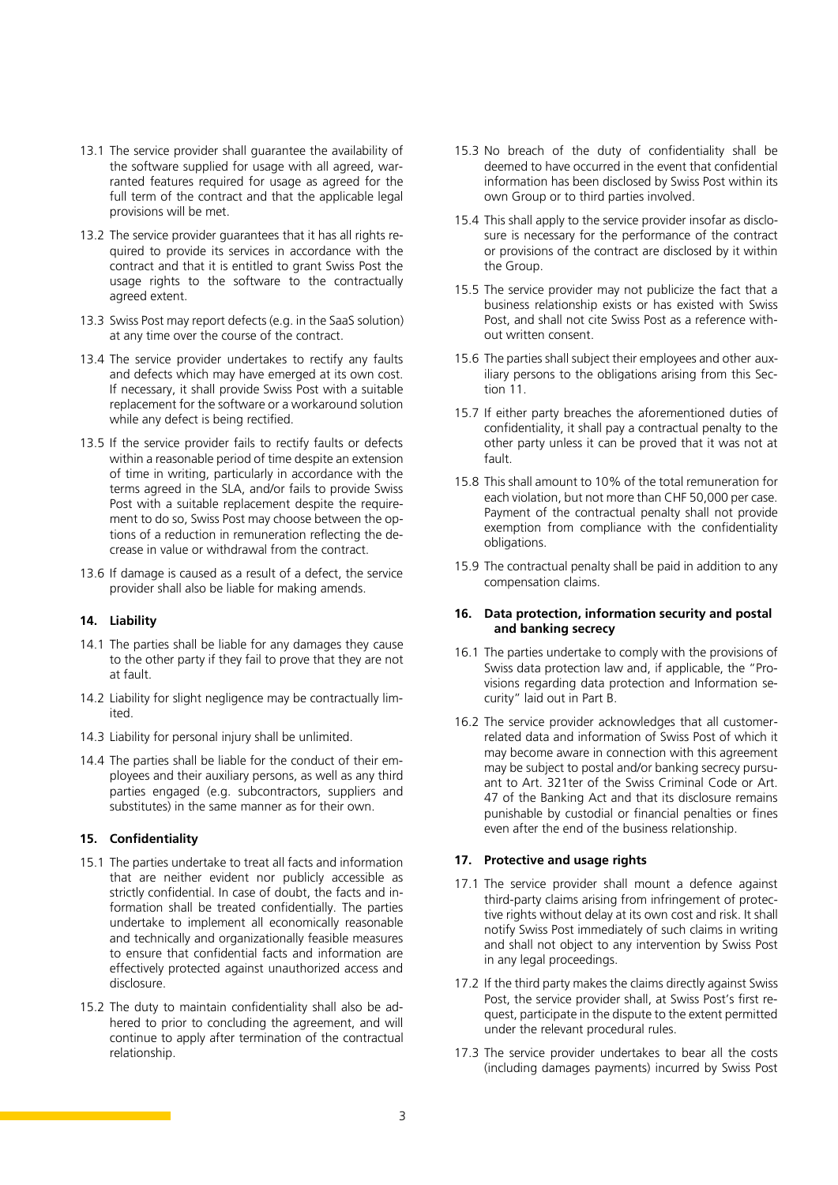13.1 The service provider shall guarantee the availability of the software supplied for usage with all agreed, warranted features required for usage as agreed for the full term of the contract and that the applicable legal provisions will be met.

13.2 The service provider guarantees that it has all rights required to provide its services in accordance with the contract and that it is entitled to grant Swiss Post the usage rights to the software to the contractually agreed extent.

13.3 Swiss Post may report defects (e.g. in the SaaS solution) at any time over the course of the contract.

13.4 The service provider undertakes to rectify any faults and defects which may have emerged at its own cost. If necessary, it shall provide Swiss Post with a suitable replacement for the software or a workaround solution while any defect is being rectified.

13.5 If the service provider fails to rectify faults or defects within a reasonable period of time despite an extension of time in writing, particularly in accordance with the terms agreed in the SLA, and/or fails to provide Swiss Post with a suitable replacement despite the requirement to do so, Swiss Post may choose between the options of a reduction in remuneration reflecting the decrease in value or withdrawal from the contract.

13.6 If damage is caused as a result of a defect, the service provider shall also be liable for making amends.

### 14. Liability

14.1 The parties shall be liable for any damages they cause to the other party if they fail to prove that they are not at fault.

14.2 Liability for slight negligence may be contractually limited.

14.3 Liability for personal injury shall be unlimited.

14.4 The parties shall be liable for the conduct of their employees and their auxiliary persons, as well as any third parties engaged (e.g. subcontractors, suppliers and substitutes) in the same manner as for their own.

### 15. Confidentiality

15.1 The parties undertake to treat all facts and information that are neither evident nor publicly accessible as strictly confidential. In case of doubt, the facts and information shall be treated confidentially. The parties undertake to implement all economically reasonable and technically and organizationally feasible measures to ensure that confidential facts and information are effectively protected against unauthorized access and disclosure.

15.2 The duty to maintain confidentiality shall also be adhered to prior to concluding the agreement, and will continue to apply after termination of the contractual relationship.

15.3 No breach of the duty of confidentiality shall be deemed to have occurred in the event that confidential information has been disclosed by Swiss Post within its own Group or to third parties involved.

15.4 This shall apply to the service provider insofar as disclosure is necessary for the performance of the contract or provisions of the contract are disclosed by it within the Group.

15.5 The service provider may not publicize the fact that a business relationship exists or has existed with Swiss Post, and shall not cite Swiss Post as a reference without written consent.

15.6 The parties shall subject their employees and other auxiliary persons to the obligations arising from this Section 11.

15.7 If either party breaches the aforementioned duties of confidentiality, it shall pay a contractual penalty to the other party unless it can be proved that it was not at fault.

15.8 This shall amount to 10% of the total remuneration for each violation, but not more than CHF 50,000 per case. Payment of the contractual penalty shall not provide exemption from compliance with the confidentiality obligations.

15.9 The contractual penalty shall be paid in addition to any compensation claims.

### 16. Data protection, information security and postal and banking secrecy

16.1 The parties undertake to comply with the provisions of Swiss data protection law and, if applicable, the "Provisions regarding data protection and Information security" laid out in Part B.

16.2 The service provider acknowledges that all customer-related data and information of Swiss Post of which it may become aware in connection with this agreement may be subject to postal and/or banking secrecy pursuant to Art. 321ter of the Swiss Criminal Code or Art. 47 of the Banking Act and that its disclosure remains punishable by custodial or financial penalties or fines even after the end of the business relationship.

### 17. Protective and usage rights

17.1 The service provider shall mount a defence against third-party claims arising from infringement of protective rights without delay at its own cost and risk. It shall notify Swiss Post immediately of such claims in writing and shall not object to any intervention by Swiss Post in any legal proceedings.

17.2 If the third party makes the claims directly against Swiss Post, the service provider shall, at Swiss Post's first request, participate in the dispute to the extent permitted under the relevant procedural rules.

17.3 The service provider undertakes to bear all the costs (including damages payments) incurred by Swiss Post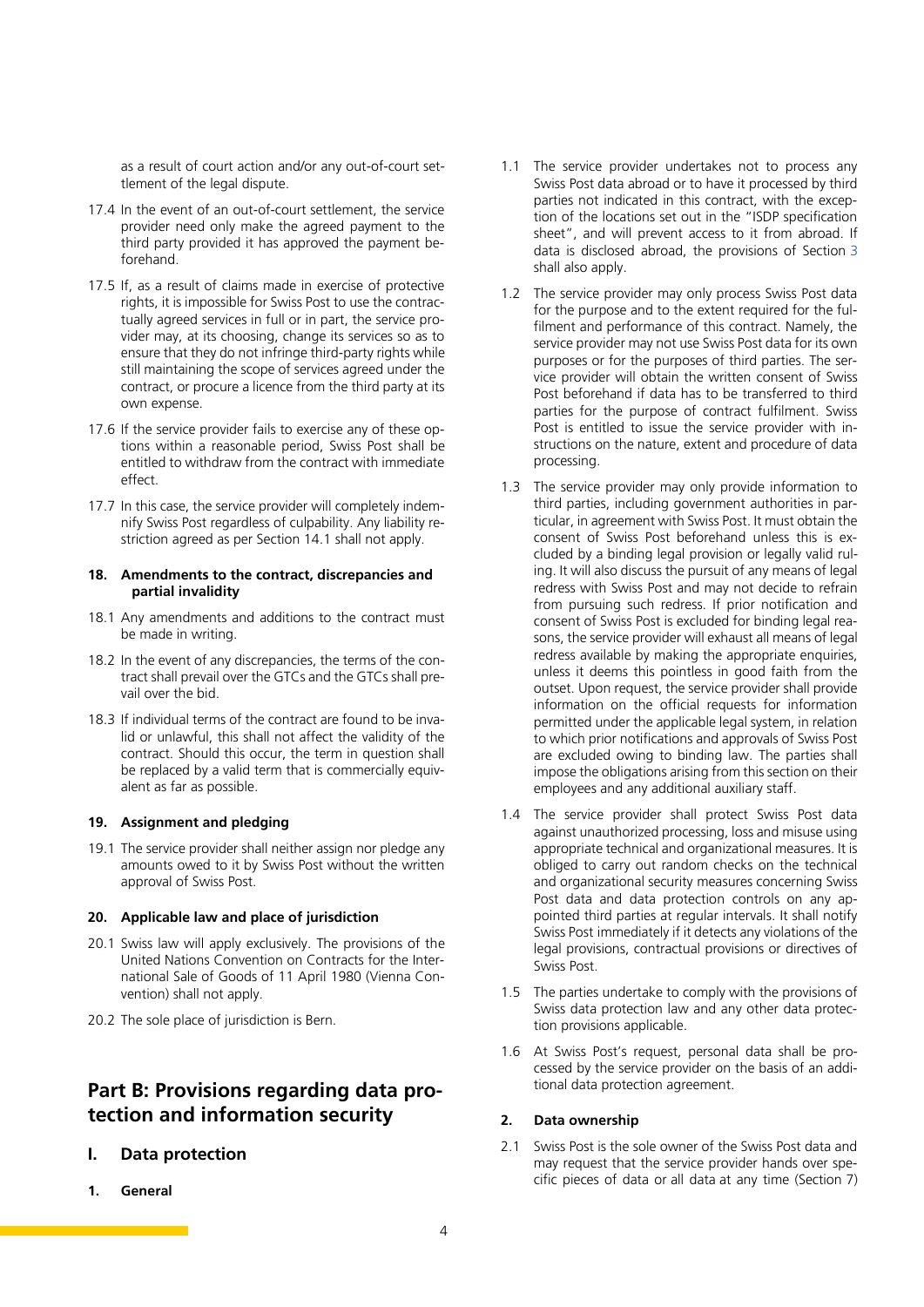as a result of court action and/or any out-of-court settlement of the legal dispute.

17.4 In the event of an out-of-court settlement, the service provider need only make the agreed payment to the third party provided it has approved the payment beforehand.

17.5 If, as a result of claims made in exercise of protective rights, it is impossible for Swiss Post to use the contractually agreed services in full or in part, the service provider may, at its choosing, change its services so as to ensure that they do not infringe third-party rights while still maintaining the scope of services agreed under the contract, or procure a licence from the third party at its own expense.

17.6 If the service provider fails to exercise any of these options within a reasonable period, Swiss Post shall be entitled to withdraw from the contract with immediate effect.

17.7 In this case, the service provider will completely indemnify Swiss Post regardless of culpability. Any liability restriction agreed as per Section 14.1 shall not apply.

#### 18. Amendments to the contract, discrepancies and partial invalidity

18.1 Any amendments and additions to the contract must be made in writing.

18.2 In the event of any discrepancies, the terms of the contract shall prevail over the GTCs and the GTCs shall prevail over the bid.

18.3 If individual terms of the contract are found to be invalid or unlawful, this shall not affect the validity of the contract. Should this occur, the term in question shall be replaced by a valid term that is commercially equivalent as far as possible.

#### 19. Assignment and pledging

19.1 The service provider shall neither assign nor pledge any amounts owed to it by Swiss Post without the written approval of Swiss Post.

#### 20. Applicable law and place of jurisdiction

20.1 Swiss law will apply exclusively. The provisions of the United Nations Convention on Contracts for the International Sale of Goods of 11 April 1980 (Vienna Convention) shall not apply.

20.2 The sole place of jurisdiction is Bern.

## Part B: Provisions regarding data protection and information security

### I. Data protection

#### 1. General

1.1 The service provider undertakes not to process any Swiss Post data abroad or to have it processed by third parties not indicated in this contract, with the exception of the locations set out in the "ISDP specification sheet", and will prevent access to it from abroad. If data is disclosed abroad, the provisions of Section 3 shall also apply.

1.2 The service provider may only process Swiss Post data for the purpose and to the extent required for the fulfilment and performance of this contract. Namely, the service provider may not use Swiss Post data for its own purposes or for the purposes of third parties. The service provider will obtain the written consent of Swiss Post beforehand if data has to be transferred to third parties for the purpose of contract fulfilment. Swiss Post is entitled to issue the service provider with instructions on the nature, extent and procedure of data processing.

1.3 The service provider may only provide information to third parties, including government authorities in particular, in agreement with Swiss Post. It must obtain the consent of Swiss Post beforehand unless this is excluded by a binding legal provision or legally valid ruling. It will also discuss the pursuit of any means of legal redress with Swiss Post and may not decide to refrain from pursuing such redress. If prior notification and consent of Swiss Post is excluded for binding legal reasons, the service provider will exhaust all means of legal redress available by making the appropriate enquiries, unless it deems this pointless in good faith from the outset. Upon request, the service provider shall provide information on the official requests for information permitted under the applicable legal system, in relation to which prior notifications and approvals of Swiss Post are excluded owing to binding law. The parties shall impose the obligations arising from this section on their employees and any additional auxiliary staff.

1.4 The service provider shall protect Swiss Post data against unauthorized processing, loss and misuse using appropriate technical and organizational measures. It is obliged to carry out random checks on the technical and organizational security measures concerning Swiss Post data and data protection controls on any appointed third parties at regular intervals. It shall notify Swiss Post immediately if it detects any violations of the legal provisions, contractual provisions or directives of Swiss Post.

1.5 The parties undertake to comply with the provisions of Swiss data protection law and any other data protection provisions applicable.

1.6 At Swiss Post's request, personal data shall be processed by the service provider on the basis of an additional data protection agreement.

#### 2. Data ownership

2.1 Swiss Post is the sole owner of the Swiss Post data and may request that the service provider hands over specific pieces of data or all data at any time (Section 7)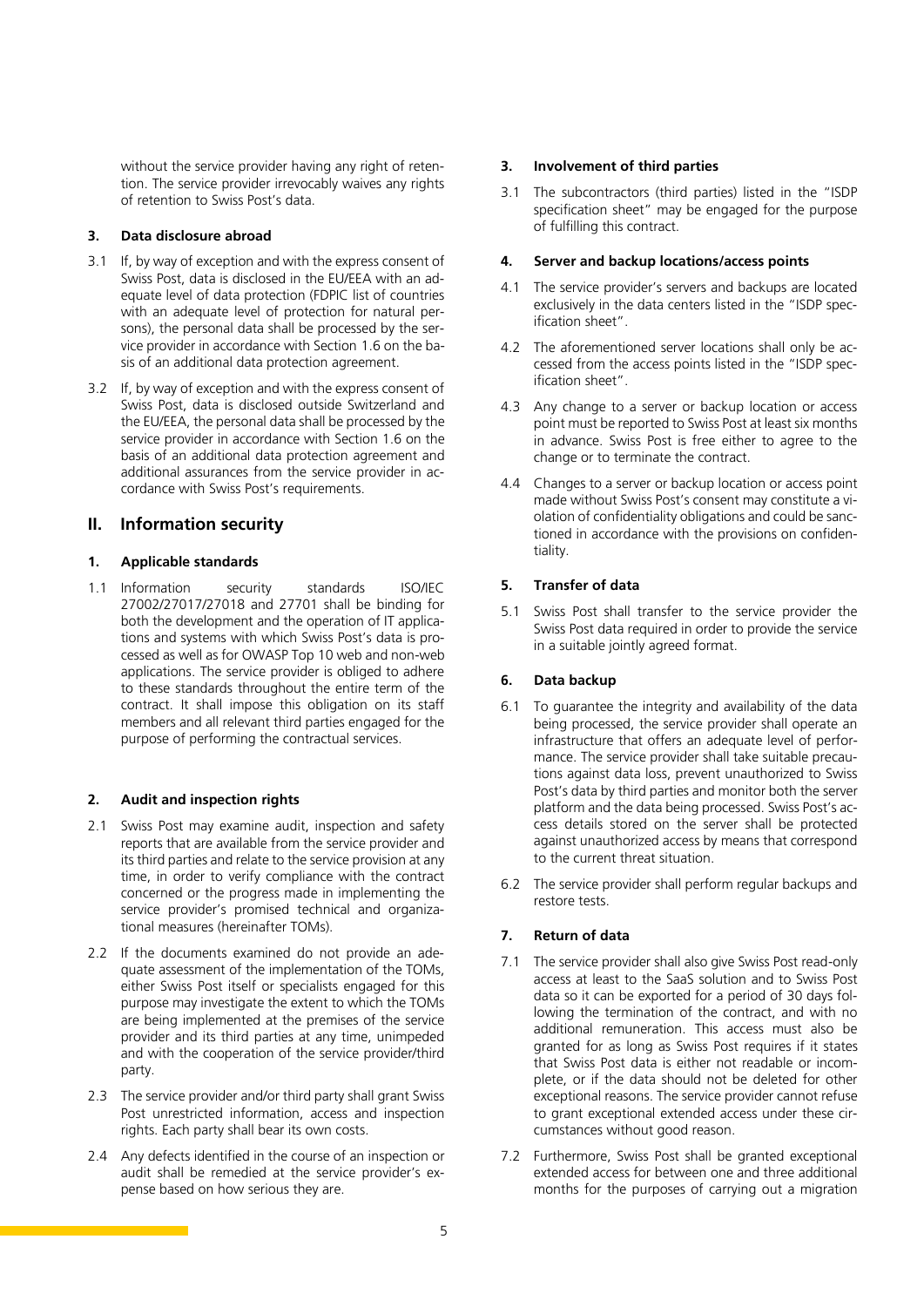without the service provider having any right of retention. The service provider irrevocably waives any rights of retention to Swiss Post's data.

### 3. Data disclosure abroad

3.1 If, by way of exception and with the express consent of Swiss Post, data is disclosed in the EU/EEA with an adequate level of data protection (FDPIC list of countries with an adequate level of protection for natural persons), the personal data shall be processed by the service provider in accordance with Section 1.6 on the basis of an additional data protection agreement.

3.2 If, by way of exception and with the express consent of Swiss Post, data is disclosed outside Switzerland and the EU/EEA, the personal data shall be processed by the service provider in accordance with Section 1.6 on the basis of an additional data protection agreement and additional assurances from the service provider in accordance with Swiss Post's requirements.

## II. Information security

### 1. Applicable standards

1.1 Information security standards ISO/IEC 27002/27017/27018 and 27701 shall be binding for both the development and the operation of IT applications and systems with which Swiss Post's data is processed as well as for OWASP Top 10 web and non-web applications. The service provider is obliged to adhere to these standards throughout the entire term of the contract. It shall impose this obligation on its staff members and all relevant third parties engaged for the purpose of performing the contractual services.

### 2. Audit and inspection rights

2.1 Swiss Post may examine audit, inspection and safety reports that are available from the service provider and its third parties and relate to the service provision at any time, in order to verify compliance with the contract concerned or the progress made in implementing the service provider's promised technical and organizational measures (hereinafter TOMs).

2.2 If the documents examined do not provide an adequate assessment of the implementation of the TOMs, either Swiss Post itself or specialists engaged for this purpose may investigate the extent to which the TOMs are being implemented at the premises of the service provider and its third parties at any time, unimpeded and with the cooperation of the service provider/third party.

2.3 The service provider and/or third party shall grant Swiss Post unrestricted information, access and inspection rights. Each party shall bear its own costs.

2.4 Any defects identified in the course of an inspection or audit shall be remedied at the service provider's expense based on how serious they are.

### 3. Involvement of third parties

3.1 The subcontractors (third parties) listed in the "ISDP specification sheet" may be engaged for the purpose of fulfilling this contract.

### 4. Server and backup locations/access points

4.1 The service provider's servers and backups are located exclusively in the data centers listed in the "ISDP specification sheet".

4.2 The aforementioned server locations shall only be accessed from the access points listed in the "ISDP specification sheet".

4.3 Any change to a server or backup location or access point must be reported to Swiss Post at least six months in advance. Swiss Post is free either to agree to the change or to terminate the contract.

4.4 Changes to a server or backup location or access point made without Swiss Post's consent may constitute a violation of confidentiality obligations and could be sanctioned in accordance with the provisions on confidentiality.

### 5. Transfer of data

5.1 Swiss Post shall transfer to the service provider the Swiss Post data required in order to provide the service in a suitable jointly agreed format.

### 6. Data backup

6.1 To guarantee the integrity and availability of the data being processed, the service provider shall operate an infrastructure that offers an adequate level of performance. The service provider shall take suitable precautions against data loss, prevent unauthorized to Swiss Post's data by third parties and monitor both the server platform and the data being processed. Swiss Post's access details stored on the server shall be protected against unauthorized access by means that correspond to the current threat situation.

6.2 The service provider shall perform regular backups and restore tests.

### 7. Return of data

7.1 The service provider shall also give Swiss Post read-only access at least to the SaaS solution and to Swiss Post data so it can be exported for a period of 30 days following the termination of the contract, and with no additional remuneration. This access must also be granted for as long as Swiss Post requires if it states that Swiss Post data is either not readable or incomplete, or if the data should not be deleted for other exceptional reasons. The service provider cannot refuse to grant exceptional extended access under these circumstances without good reason.

7.2 Furthermore, Swiss Post shall be granted exceptional extended access for between one and three additional months for the purposes of carrying out a migration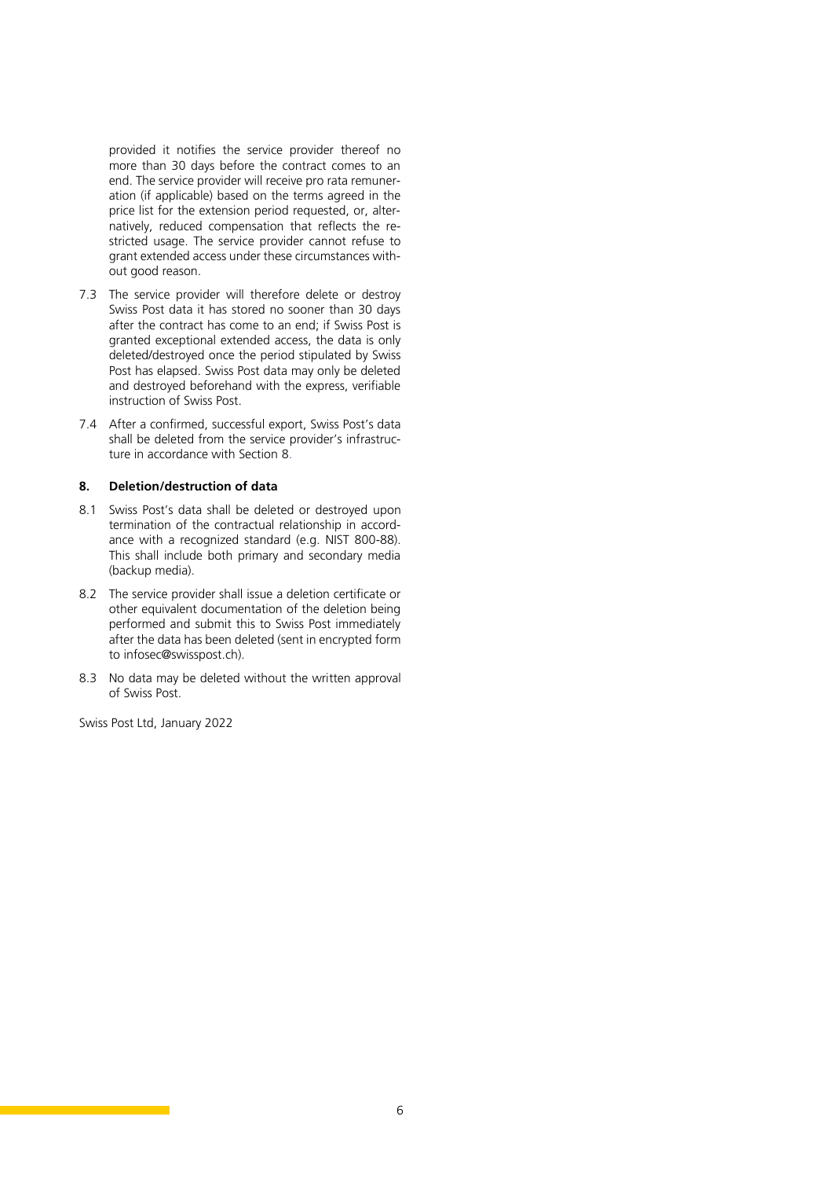provided it notifies the service provider thereof no more than 30 days before the contract comes to an end. The service provider will receive pro rata remuneration (if applicable) based on the terms agreed in the price list for the extension period requested, or, alternatively, reduced compensation that reflects the restricted usage. The service provider cannot refuse to grant extended access under these circumstances without good reason.

7.3 The service provider will therefore delete or destroy Swiss Post data it has stored no sooner than 30 days after the contract has come to an end; if Swiss Post is granted exceptional extended access, the data is only deleted/destroyed once the period stipulated by Swiss Post has elapsed. Swiss Post data may only be deleted and destroyed beforehand with the express, verifiable instruction of Swiss Post.

7.4 After a confirmed, successful export, Swiss Post's data shall be deleted from the service provider's infrastructure in accordance with Section 8.

**8. Deletion/destruction of data**

8.1 Swiss Post's data shall be deleted or destroyed upon termination of the contractual relationship in accordance with a recognized standard (e.g. NIST 800-88). This shall include both primary and secondary media (backup media).

8.2 The service provider shall issue a deletion certificate or other equivalent documentation of the deletion being performed and submit this to Swiss Post immediately after the data has been deleted (sent in encrypted form to infosec@swisspost.ch).

8.3 No data may be deleted without the written approval of Swiss Post.

Swiss Post Ltd, January 2022